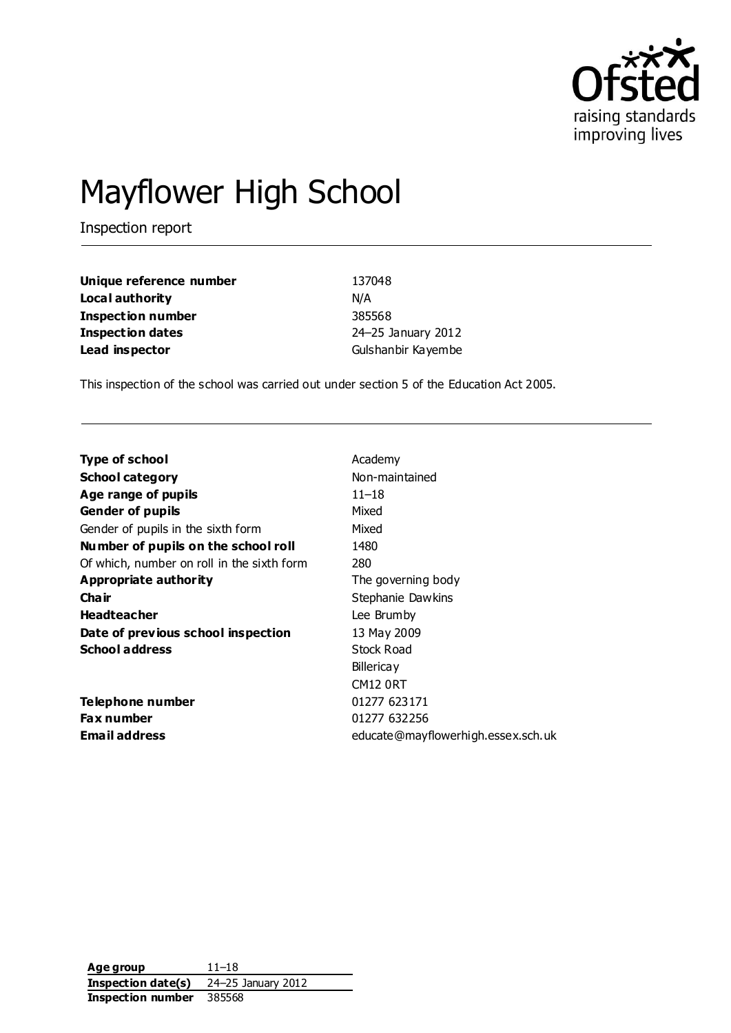# Mayflower High School

Inspection report

| | |
|---|---|
| **Unique reference number** | 137048 |
| **Local authority** | N/A |
| **Inspection number** | 385568 |
| **Inspection dates** | 24–25 January 2012 |
| **Lead inspector** | Gulshanbir Kayembe |

This inspection of the school was carried out under section 5 of the Education Act 2005.

| | |
|---|---|
| **Type of school** | Academy |
| **School category** | Non-maintained |
| **Age range of pupils** | 11–18 |
| **Gender of pupils** | Mixed |
| Gender of pupils in the sixth form | Mixed |
| **Number of pupils on the school roll** | 1480 |
| Of which, number on roll in the sixth form | 280 |
| **Appropriate authority** | The governing body |
| **Chair** | Stephanie Dawkins |
| **Headteacher** | Lee Brumby |
| **Date of previous school inspection** | 13 May 2009 |
| **School address** | Stock Road<br>Billericay<br>CM12 0RT |
| **Telephone number** | 01277 623171 |
| **Fax number** | 01277 632256 |
| **Email address** | educate@mayflowerhigh.essex.sch.uk |

| | |
|---|---|
| **Age group** | 11–18 |
| **Inspection date(s)** | 24–25 January 2012 |
| **Inspection number** | 385568 |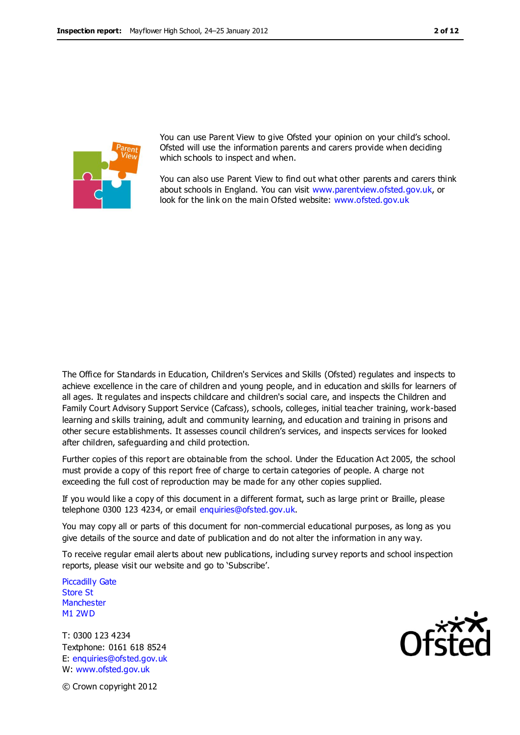You can use Parent View to give Ofsted your opinion on your child's school. Ofsted will use the information parents and carers provide when deciding which schools to inspect and when.

You can also use Parent View to find out what other parents and carers think about schools in England. You can visit www.parentview.ofsted.gov.uk, or look for the link on the main Ofsted website: www.ofsted.gov.uk

The Office for Standards in Education, Children's Services and Skills (Ofsted) regulates and inspects to achieve excellence in the care of children and young people, and in education and skills for learners of all ages. It regulates and inspects childcare and children's social care, and inspects the Children and Family Court Advisory Support Service (Cafcass), schools, colleges, initial teacher training, work-based learning and skills training, adult and community learning, and education and training in prisons and other secure establishments. It assesses council children's services, and inspects services for looked after children, safeguarding and child protection.

Further copies of this report are obtainable from the school. Under the Education Act 2005, the school must provide a copy of this report free of charge to certain categories of people. A charge not exceeding the full cost of reproduction may be made for any other copies supplied.

If you would like a copy of this document in a different format, such as large print or Braille, please telephone 0300 123 4234, or email enquiries@ofsted.gov.uk.

You may copy all or parts of this document for non-commercial educational purposes, as long as you give details of the source and date of publication and do not alter the information in any way.

To receive regular email alerts about new publications, including survey reports and school inspection reports, please visit our website and go to 'Subscribe'.

Piccadilly Gate
Store St
Manchester
M1 2WD

T: 0300 123 4234
Textphone: 0161 618 8524
E: enquiries@ofsted.gov.uk
W: www.ofsted.gov.uk

© Crown copyright 2012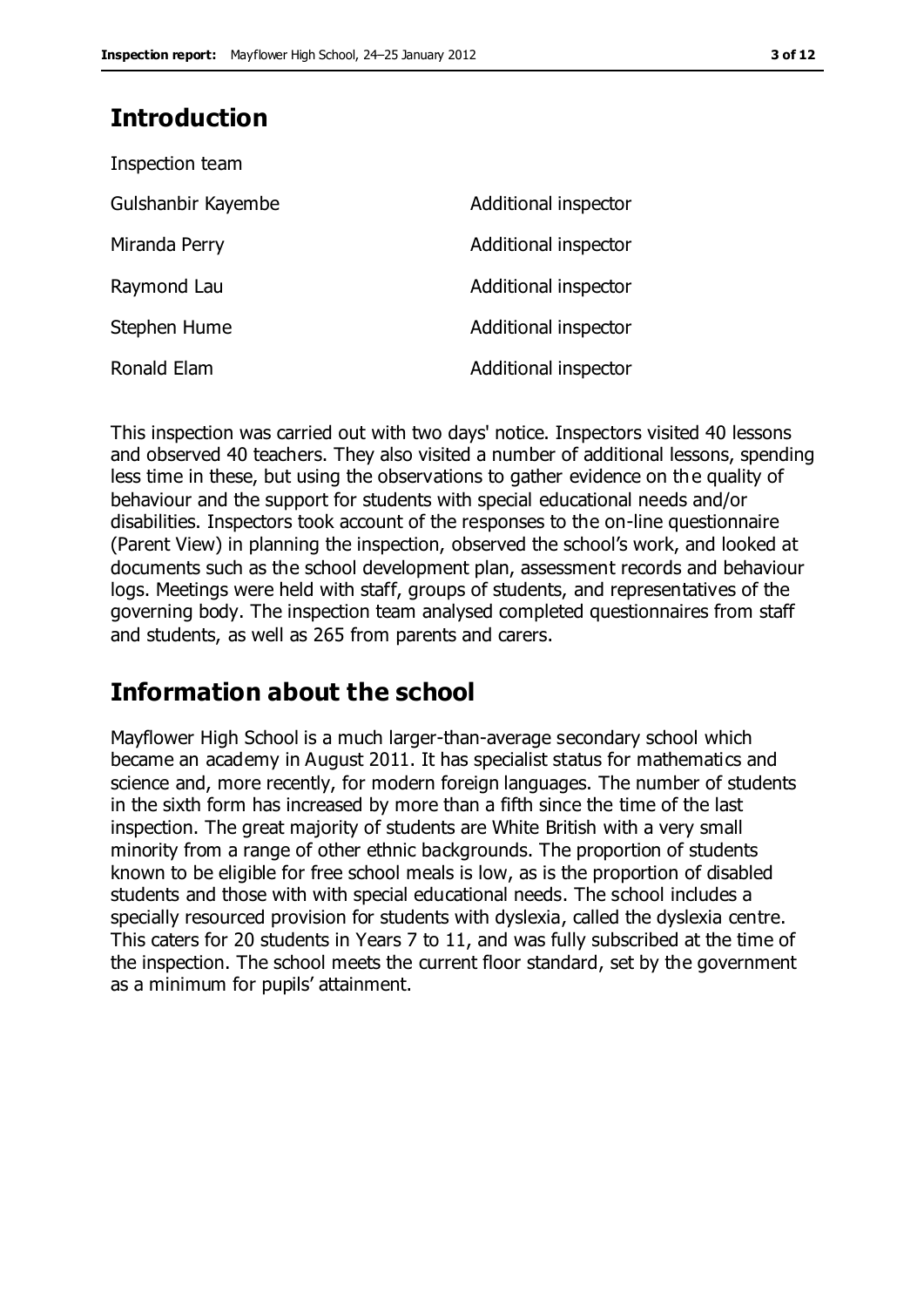# Introduction

Inspection team

| | |
|---|---|
| Gulshanbir Kayembe | Additional inspector |
| Miranda Perry | Additional inspector |
| Raymond Lau | Additional inspector |
| Stephen Hume | Additional inspector |
| Ronald Elam | Additional inspector |

This inspection was carried out with two days' notice. Inspectors visited 40 lessons and observed 40 teachers. They also visited a number of additional lessons, spending less time in these, but using the observations to gather evidence on the quality of behaviour and the support for students with special educational needs and/or disabilities. Inspectors took account of the responses to the on-line questionnaire (Parent View) in planning the inspection, observed the school's work, and looked at documents such as the school development plan, assessment records and behaviour logs. Meetings were held with staff, groups of students, and representatives of the governing body. The inspection team analysed completed questionnaires from staff and students, as well as 265 from parents and carers.

# Information about the school

Mayflower High School is a much larger-than-average secondary school which became an academy in August 2011. It has specialist status for mathematics and science and, more recently, for modern foreign languages. The number of students in the sixth form has increased by more than a fifth since the time of the last inspection. The great majority of students are White British with a very small minority from a range of other ethnic backgrounds. The proportion of students known to be eligible for free school meals is low, as is the proportion of disabled students and those with with special educational needs. The school includes a specially resourced provision for students with dyslexia, called the dyslexia centre. This caters for 20 students in Years 7 to 11, and was fully subscribed at the time of the inspection. The school meets the current floor standard, set by the government as a minimum for pupils' attainment.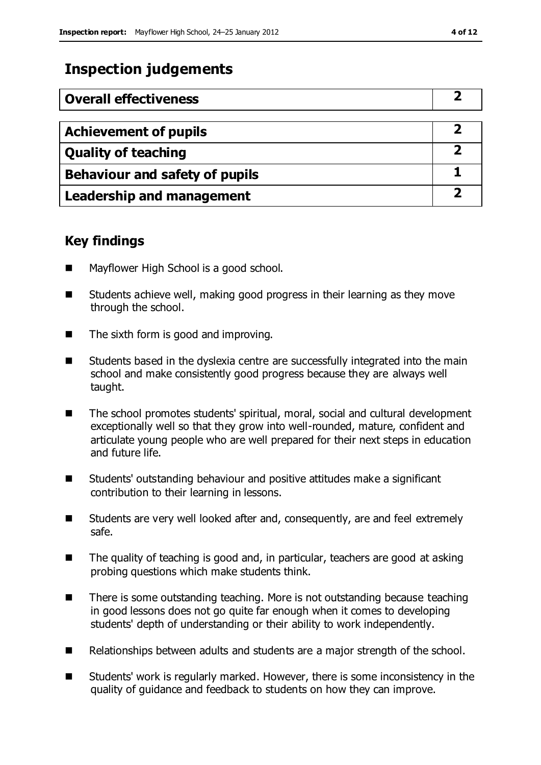## Inspection judgements

| Overall effectiveness | 2 |
|---|---|

| Achievement of pupils | 2 |
|---|---|
| Quality of teaching | 2 |
| Behaviour and safety of pupils | 1 |
| Leadership and management | 2 |

### Key findings

- Mayflower High School is a good school.
- Students achieve well, making good progress in their learning as they move through the school.
- The sixth form is good and improving.
- Students based in the dyslexia centre are successfully integrated into the main school and make consistently good progress because they are always well taught.
- The school promotes students' spiritual, moral, social and cultural development exceptionally well so that they grow into well-rounded, mature, confident and articulate young people who are well prepared for their next steps in education and future life.
- Students' outstanding behaviour and positive attitudes make a significant contribution to their learning in lessons.
- Students are very well looked after and, consequently, are and feel extremely safe.
- The quality of teaching is good and, in particular, teachers are good at asking probing questions which make students think.
- There is some outstanding teaching. More is not outstanding because teaching in good lessons does not go quite far enough when it comes to developing students' depth of understanding or their ability to work independently.
- Relationships between adults and students are a major strength of the school.
- Students' work is regularly marked. However, there is some inconsistency in the quality of guidance and feedback to students on how they can improve.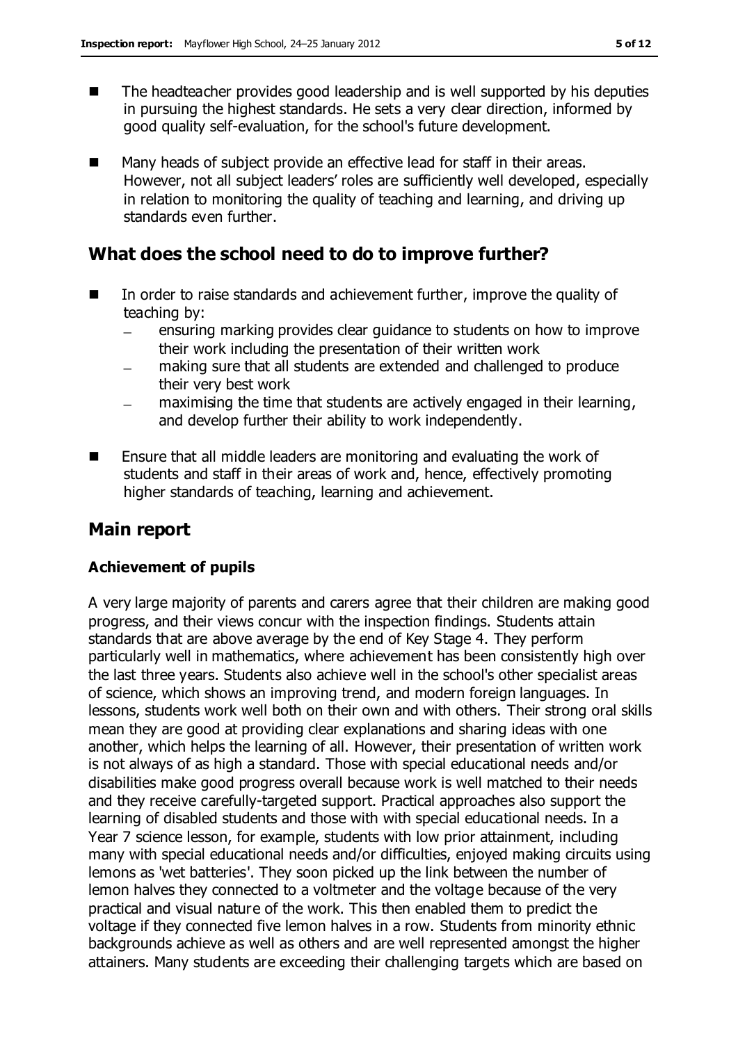- The headteacher provides good leadership and is well supported by his deputies in pursuing the highest standards. He sets a very clear direction, informed by good quality self-evaluation, for the school's future development.
- Many heads of subject provide an effective lead for staff in their areas. However, not all subject leaders' roles are sufficiently well developed, especially in relation to monitoring the quality of teaching and learning, and driving up standards even further.

## What does the school need to do to improve further?

- In order to raise standards and achievement further, improve the quality of teaching by:
  - ensuring marking provides clear guidance to students on how to improve their work including the presentation of their written work
  - making sure that all students are extended and challenged to produce their very best work
  - maximising the time that students are actively engaged in their learning, and develop further their ability to work independently.
- Ensure that all middle leaders are monitoring and evaluating the work of students and staff in their areas of work and, hence, effectively promoting higher standards of teaching, learning and achievement.

## Main report

### Achievement of pupils

A very large majority of parents and carers agree that their children are making good progress, and their views concur with the inspection findings. Students attain standards that are above average by the end of Key Stage 4. They perform particularly well in mathematics, where achievement has been consistently high over the last three years. Students also achieve well in the school's other specialist areas of science, which shows an improving trend, and modern foreign languages. In lessons, students work well both on their own and with others. Their strong oral skills mean they are good at providing clear explanations and sharing ideas with one another, which helps the learning of all. However, their presentation of written work is not always of as high a standard. Those with special educational needs and/or disabilities make good progress overall because work is well matched to their needs and they receive carefully-targeted support. Practical approaches also support the learning of disabled students and those with with special educational needs. In a Year 7 science lesson, for example, students with low prior attainment, including many with special educational needs and/or difficulties, enjoyed making circuits using lemons as 'wet batteries'. They soon picked up the link between the number of lemon halves they connected to a voltmeter and the voltage because of the very practical and visual nature of the work. This then enabled them to predict the voltage if they connected five lemon halves in a row. Students from minority ethnic backgrounds achieve as well as others and are well represented amongst the higher attainers. Many students are exceeding their challenging targets which are based on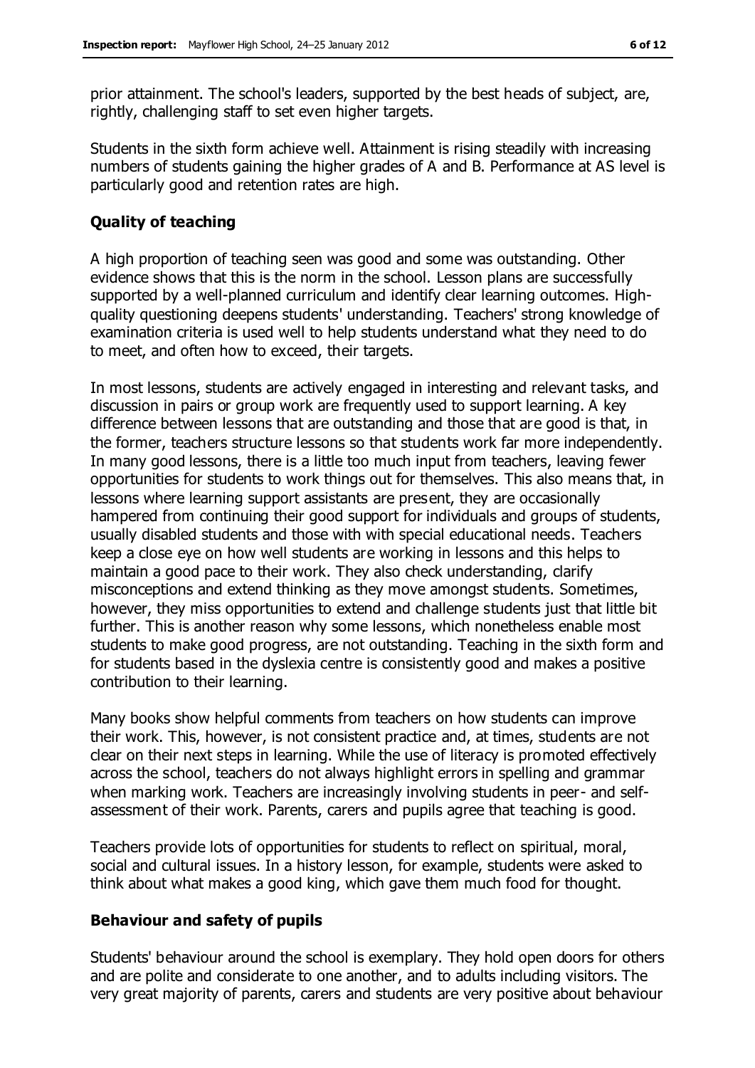prior attainment. The school's leaders, supported by the best heads of subject, are, rightly, challenging staff to set even higher targets.

Students in the sixth form achieve well. Attainment is rising steadily with increasing numbers of students gaining the higher grades of A and B. Performance at AS level is particularly good and retention rates are high.

### Quality of teaching

A high proportion of teaching seen was good and some was outstanding. Other evidence shows that this is the norm in the school. Lesson plans are successfully supported by a well-planned curriculum and identify clear learning outcomes. High-quality questioning deepens students' understanding. Teachers' strong knowledge of examination criteria is used well to help students understand what they need to do to meet, and often how to exceed, their targets.

In most lessons, students are actively engaged in interesting and relevant tasks, and discussion in pairs or group work are frequently used to support learning. A key difference between lessons that are outstanding and those that are good is that, in the former, teachers structure lessons so that students work far more independently. In many good lessons, there is a little too much input from teachers, leaving fewer opportunities for students to work things out for themselves. This also means that, in lessons where learning support assistants are present, they are occasionally hampered from continuing their good support for individuals and groups of students, usually disabled students and those with with special educational needs. Teachers keep a close eye on how well students are working in lessons and this helps to maintain a good pace to their work. They also check understanding, clarify misconceptions and extend thinking as they move amongst students. Sometimes, however, they miss opportunities to extend and challenge students just that little bit further. This is another reason why some lessons, which nonetheless enable most students to make good progress, are not outstanding. Teaching in the sixth form and for students based in the dyslexia centre is consistently good and makes a positive contribution to their learning.

Many books show helpful comments from teachers on how students can improve their work. This, however, is not consistent practice and, at times, students are not clear on their next steps in learning. While the use of literacy is promoted effectively across the school, teachers do not always highlight errors in spelling and grammar when marking work. Teachers are increasingly involving students in peer- and self-assessment of their work. Parents, carers and pupils agree that teaching is good.

Teachers provide lots of opportunities for students to reflect on spiritual, moral, social and cultural issues. In a history lesson, for example, students were asked to think about what makes a good king, which gave them much food for thought.

### Behaviour and safety of pupils

Students' behaviour around the school is exemplary. They hold open doors for others and are polite and considerate to one another, and to adults including visitors. The very great majority of parents, carers and students are very positive about behaviour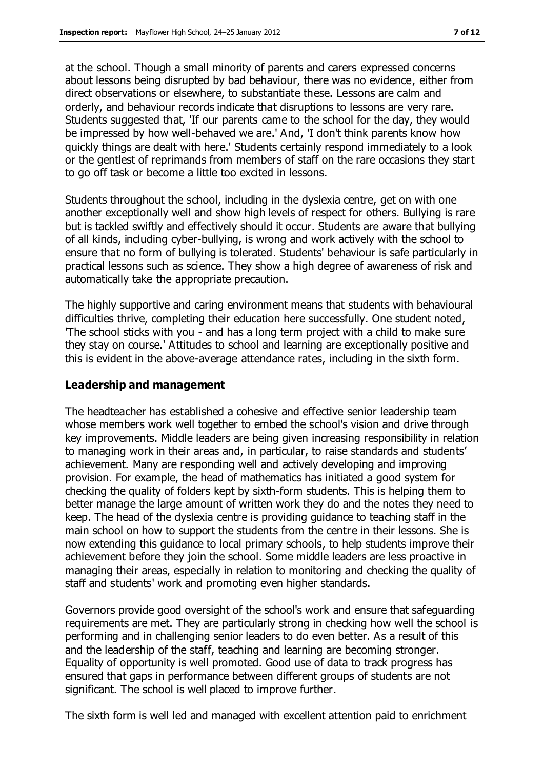at the school. Though a small minority of parents and carers expressed concerns about lessons being disrupted by bad behaviour, there was no evidence, either from direct observations or elsewhere, to substantiate these. Lessons are calm and orderly, and behaviour records indicate that disruptions to lessons are very rare. Students suggested that, 'If our parents came to the school for the day, they would be impressed by how well-behaved we are.' And, 'I don't think parents know how quickly things are dealt with here.' Students certainly respond immediately to a look or the gentlest of reprimands from members of staff on the rare occasions they start to go off task or become a little too excited in lessons.

Students throughout the school, including in the dyslexia centre, get on with one another exceptionally well and show high levels of respect for others. Bullying is rare but is tackled swiftly and effectively should it occur. Students are aware that bullying of all kinds, including cyber-bullying, is wrong and work actively with the school to ensure that no form of bullying is tolerated. Students' behaviour is safe particularly in practical lessons such as science. They show a high degree of awareness of risk and automatically take the appropriate precaution.

The highly supportive and caring environment means that students with behavioural difficulties thrive, completing their education here successfully. One student noted, 'The school sticks with you - and has a long term project with a child to make sure they stay on course.' Attitudes to school and learning are exceptionally positive and this is evident in the above-average attendance rates, including in the sixth form.

### Leadership and management

The headteacher has established a cohesive and effective senior leadership team whose members work well together to embed the school's vision and drive through key improvements. Middle leaders are being given increasing responsibility in relation to managing work in their areas and, in particular, to raise standards and students' achievement. Many are responding well and actively developing and improving provision. For example, the head of mathematics has initiated a good system for checking the quality of folders kept by sixth-form students. This is helping them to better manage the large amount of written work they do and the notes they need to keep. The head of the dyslexia centre is providing guidance to teaching staff in the main school on how to support the students from the centre in their lessons. She is now extending this guidance to local primary schools, to help students improve their achievement before they join the school. Some middle leaders are less proactive in managing their areas, especially in relation to monitoring and checking the quality of staff and students' work and promoting even higher standards.

Governors provide good oversight of the school's work and ensure that safeguarding requirements are met. They are particularly strong in checking how well the school is performing and in challenging senior leaders to do even better. As a result of this and the leadership of the staff, teaching and learning are becoming stronger. Equality of opportunity is well promoted. Good use of data to track progress has ensured that gaps in performance between different groups of students are not significant. The school is well placed to improve further.

The sixth form is well led and managed with excellent attention paid to enrichment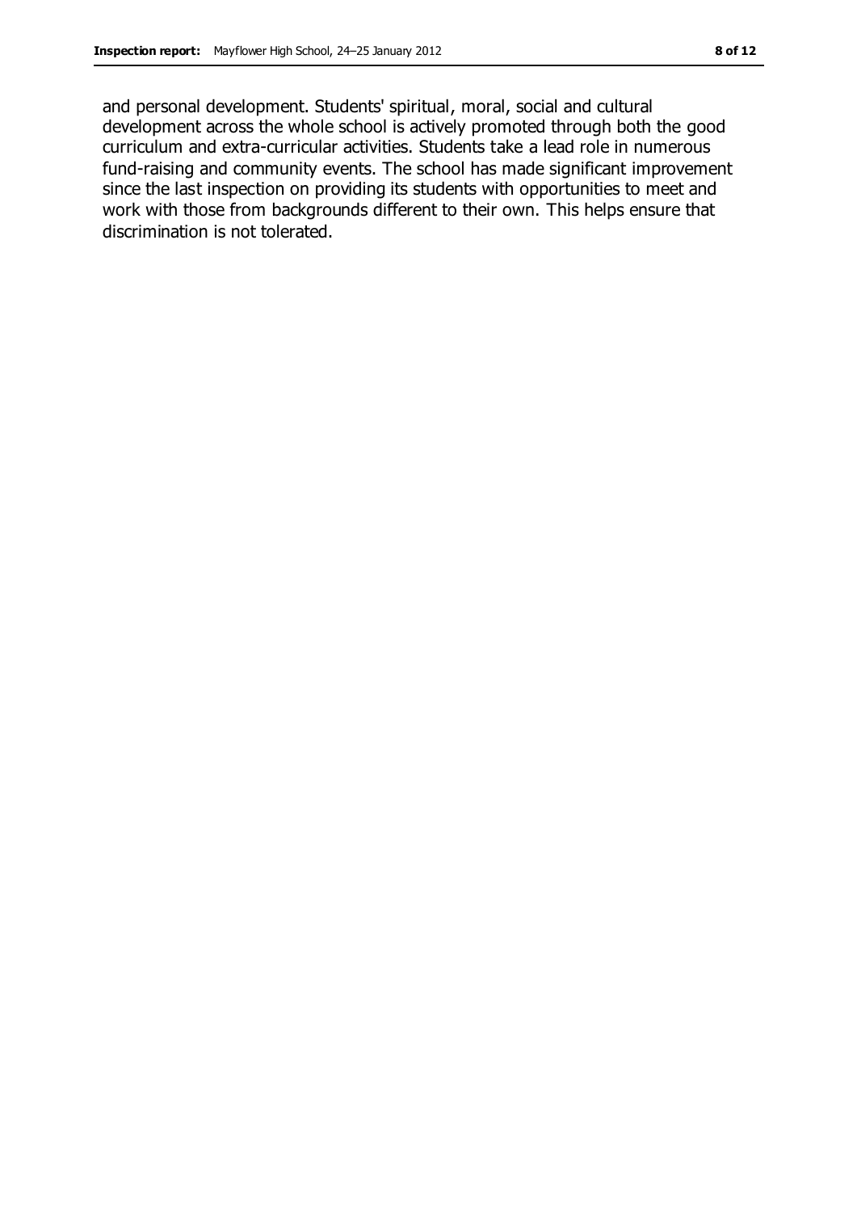and personal development. Students' spiritual, moral, social and cultural development across the whole school is actively promoted through both the good curriculum and extra-curricular activities. Students take a lead role in numerous fund-raising and community events. The school has made significant improvement since the last inspection on providing its students with opportunities to meet and work with those from backgrounds different to their own. This helps ensure that discrimination is not tolerated.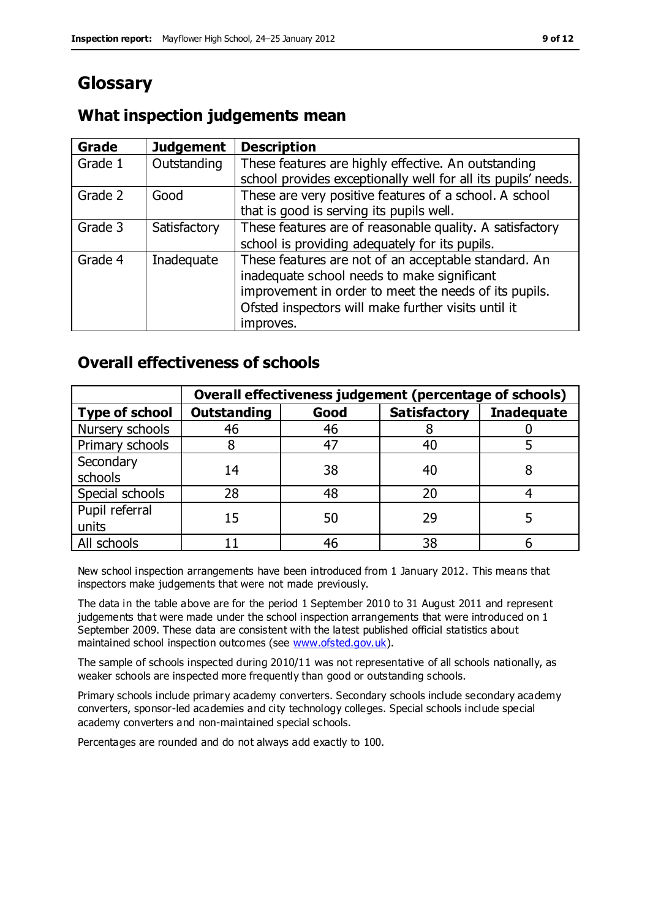# Glossary

## What inspection judgements mean

| Grade | Judgement | Description |
|---|---|---|
| Grade 1 | Outstanding | These features are highly effective. An outstanding school provides exceptionally well for all its pupils' needs. |
| Grade 2 | Good | These are very positive features of a school. A school that is good is serving its pupils well. |
| Grade 3 | Satisfactory | These features are of reasonable quality. A satisfactory school is providing adequately for its pupils. |
| Grade 4 | Inadequate | These features are not of an acceptable standard. An inadequate school needs to make significant improvement in order to meet the needs of its pupils. Ofsted inspectors will make further visits until it improves. |

## Overall effectiveness of schools

| | Overall effectiveness judgement (percentage of schools) | | | |
|---|---|---|---|---|
| **Type of school** | **Outstanding** | **Good** | **Satisfactory** | **Inadequate** |
| Nursery schools | 46 | 46 | 8 | 0 |
| Primary schools | 8 | 47 | 40 | 5 |
| Secondary schools | 14 | 38 | 40 | 8 |
| Special schools | 28 | 48 | 20 | 4 |
| Pupil referral units | 15 | 50 | 29 | 5 |
| All schools | 11 | 46 | 38 | 6 |

New school inspection arrangements have been introduced from 1 January 2012. This means that inspectors make judgements that were not made previously.

The data in the table above are for the period 1 September 2010 to 31 August 2011 and represent judgements that were made under the school inspection arrangements that were introduced on 1 September 2009. These data are consistent with the latest published official statistics about maintained school inspection outcomes (see www.ofsted.gov.uk).

The sample of schools inspected during 2010/11 was not representative of all schools nationally, as weaker schools are inspected more frequently than good or outstanding schools.

Primary schools include primary academy converters. Secondary schools include secondary academy converters, sponsor-led academies and city technology colleges. Special schools include special academy converters and non-maintained special schools.

Percentages are rounded and do not always add exactly to 100.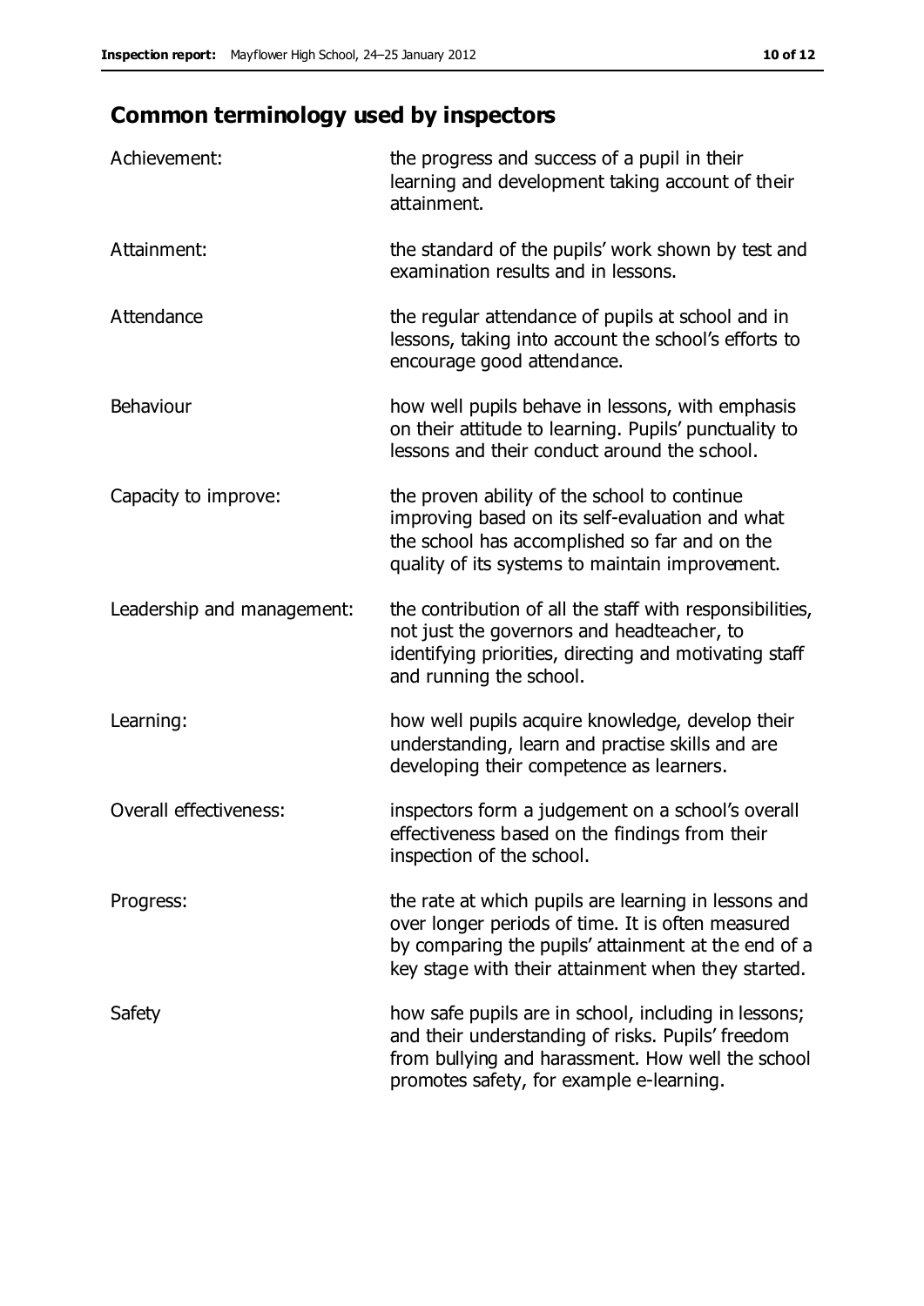## Common terminology used by inspectors

| | |
|---|---|
| Achievement: | the progress and success of a pupil in their learning and development taking account of their attainment. |
| Attainment: | the standard of the pupils' work shown by test and examination results and in lessons. |
| Attendance | the regular attendance of pupils at school and in lessons, taking into account the school's efforts to encourage good attendance. |
| Behaviour | how well pupils behave in lessons, with emphasis on their attitude to learning. Pupils' punctuality to lessons and their conduct around the school. |
| Capacity to improve: | the proven ability of the school to continue improving based on its self-evaluation and what the school has accomplished so far and on the quality of its systems to maintain improvement. |
| Leadership and management: | the contribution of all the staff with responsibilities, not just the governors and headteacher, to identifying priorities, directing and motivating staff and running the school. |
| Learning: | how well pupils acquire knowledge, develop their understanding, learn and practise skills and are developing their competence as learners. |
| Overall effectiveness: | inspectors form a judgement on a school's overall effectiveness based on the findings from their inspection of the school. |
| Progress: | the rate at which pupils are learning in lessons and over longer periods of time. It is often measured by comparing the pupils' attainment at the end of a key stage with their attainment when they started. |
| Safety | how safe pupils are in school, including in lessons; and their understanding of risks. Pupils' freedom from bullying and harassment. How well the school promotes safety, for example e-learning. |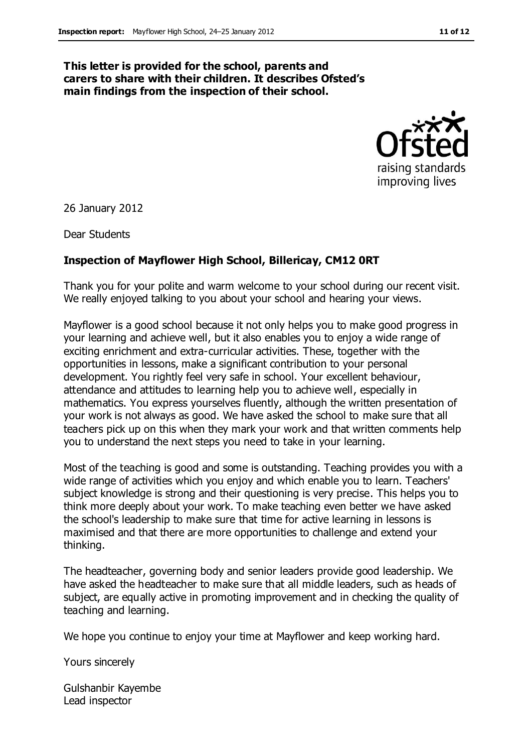**This letter is provided for the school, parents and carers to share with their children. It describes Ofsted's main findings from the inspection of their school.**

26 January 2012

Dear Students

**Inspection of Mayflower High School, Billericay, CM12 0RT**

Thank you for your polite and warm welcome to your school during our recent visit. We really enjoyed talking to you about your school and hearing your views.

Mayflower is a good school because it not only helps you to make good progress in your learning and achieve well, but it also enables you to enjoy a wide range of exciting enrichment and extra-curricular activities. These, together with the opportunities in lessons, make a significant contribution to your personal development. You rightly feel very safe in school. Your excellent behaviour, attendance and attitudes to learning help you to achieve well, especially in mathematics. You express yourselves fluently, although the written presentation of your work is not always as good. We have asked the school to make sure that all teachers pick up on this when they mark your work and that written comments help you to understand the next steps you need to take in your learning.

Most of the teaching is good and some is outstanding. Teaching provides you with a wide range of activities which you enjoy and which enable you to learn. Teachers' subject knowledge is strong and their questioning is very precise. This helps you to think more deeply about your work. To make teaching even better we have asked the school's leadership to make sure that time for active learning in lessons is maximised and that there are more opportunities to challenge and extend your thinking.

The headteacher, governing body and senior leaders provide good leadership. We have asked the headteacher to make sure that all middle leaders, such as heads of subject, are equally active in promoting improvement and in checking the quality of teaching and learning.

We hope you continue to enjoy your time at Mayflower and keep working hard.

Yours sincerely

Gulshanbir Kayembe
Lead inspector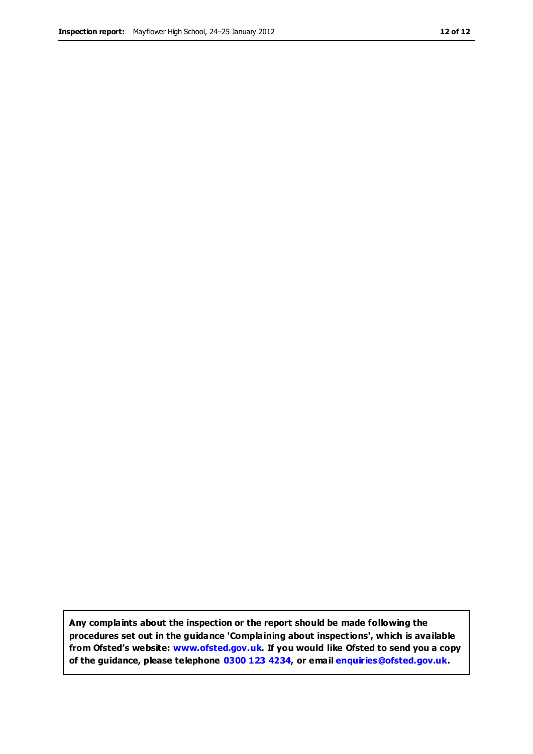**Any complaints about the inspection or the report should be made following the procedures set out in the guidance 'Complaining about inspections', which is available from Ofsted's website: www.ofsted.gov.uk. If you would like Ofsted to send you a copy of the guidance, please telephone 0300 123 4234, or email enquiries@ofsted.gov.uk.**